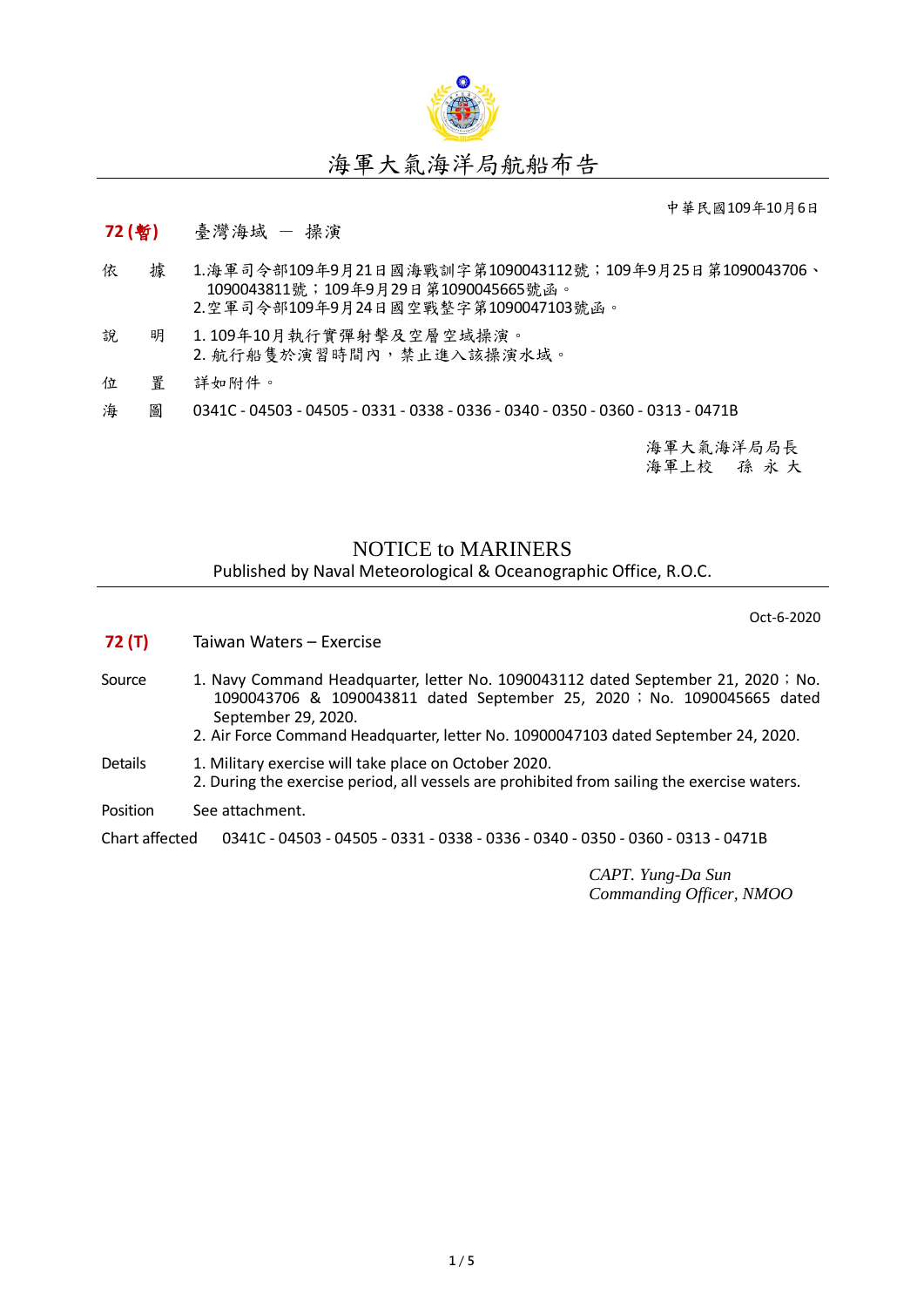# 海軍大氣海洋局航船布告

中華民國109年10月6日

**72 (暫)**　臺灣海域 － 操演

依　　據　1.海軍司令部109年9月21日國海戰訓字第1090043112號；109年9月25日第1090043706、1090043811號；109年9月29日第1090045665號函。
2.空軍司令部109年9月24日國空戰整字第1090047103號函。

說　　明　1. 109年10月執行實彈射擊及空層空域操演。
2. 航行船隻於演習時間內，禁止進入該操演水域。

位　　置　詳如附件。

海　　圖　0341C - 04503 - 04505 - 0331 - 0338 - 0336 - 0340 - 0350 - 0360 - 0313 - 0471B

海軍大氣海洋局局長
海軍上校　孫 永 大

## NOTICE to MARINERS

Published by Naval Meteorological & Oceanographic Office, R.O.C.

Oct-6-2020

**72 (T)**　Taiwan Waters – Exercise

Source　1. Navy Command Headquarter, letter No. 1090043112 dated September 21, 2020；No. 1090043706 & 1090043811 dated September 25, 2020；No. 1090045665 dated September 29, 2020.
2. Air Force Command Headquarter, letter No. 10900047103 dated September 24, 2020.

Details　1. Military exercise will take place on October 2020.
2. During the exercise period, all vessels are prohibited from sailing the exercise waters.

Position　See attachment.

Chart affected　0341C - 04503 - 04505 - 0331 - 0338 - 0336 - 0340 - 0350 - 0360 - 0313 - 0471B

*CAPT. Yung-Da Sun*
*Commanding Officer, NMOO*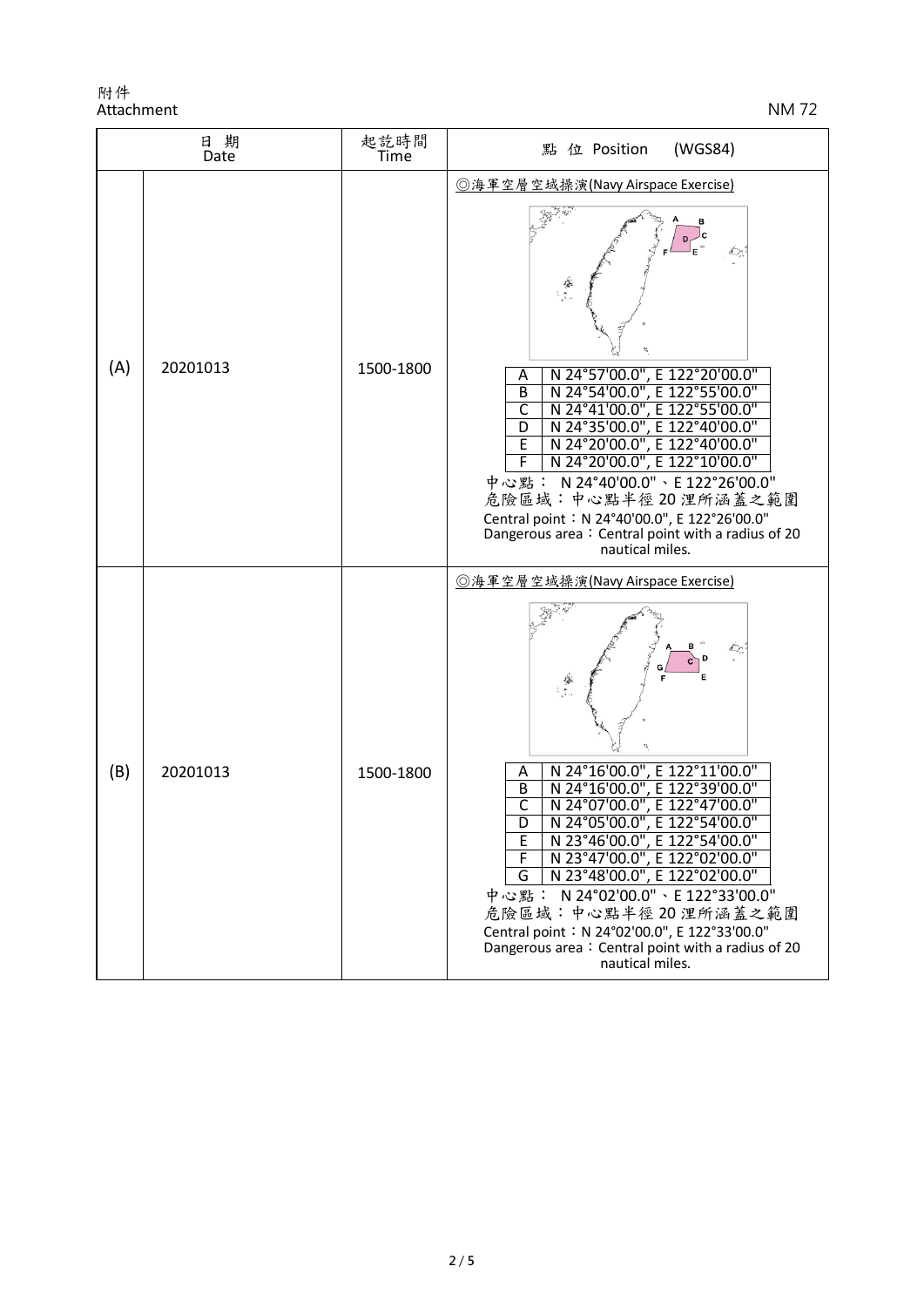附件
Attachment

NM 72

| 日 期 Date | | 起訖時間 Time | 點 位 Position (WGS84) |
|---|---|---|---|
| (A) | 20201013 | 1500-1800 | ◎海軍空層空域操演(Navy Airspace Exercise)<br>A N 24°57'00.0", E 122°20'00.0"<br>B N 24°54'00.0", E 122°55'00.0"<br>C N 24°41'00.0", E 122°55'00.0"<br>D N 24°35'00.0", E 122°40'00.0"<br>E N 24°20'00.0", E 122°40'00.0"<br>F N 24°20'00.0", E 122°10'00.0"<br>中心點： N 24°40'00.0"、E 122°26'00.0"<br>危險區域：中心點半徑 20 浬所涵蓋之範圍<br>Central point：N 24°40'00.0", E 122°26'00.0"<br>Dangerous area：Central point with a radius of 20 nautical miles. |
| (B) | 20201013 | 1500-1800 | ◎海軍空層空域操演(Navy Airspace Exercise)<br>A N 24°16'00.0", E 122°11'00.0"<br>B N 24°16'00.0", E 122°39'00.0"<br>C N 24°07'00.0", E 122°47'00.0"<br>D N 24°05'00.0", E 122°54'00.0"<br>E N 23°46'00.0", E 122°54'00.0"<br>F N 23°47'00.0", E 122°02'00.0"<br>G N 23°48'00.0", E 122°02'00.0"<br>中心點： N 24°02'00.0"、E 122°33'00.0"<br>危險區域：中心點半徑 20 浬所涵蓋之範圍<br>Central point：N 24°02'00.0", E 122°33'00.0"<br>Dangerous area：Central point with a radius of 20 nautical miles. |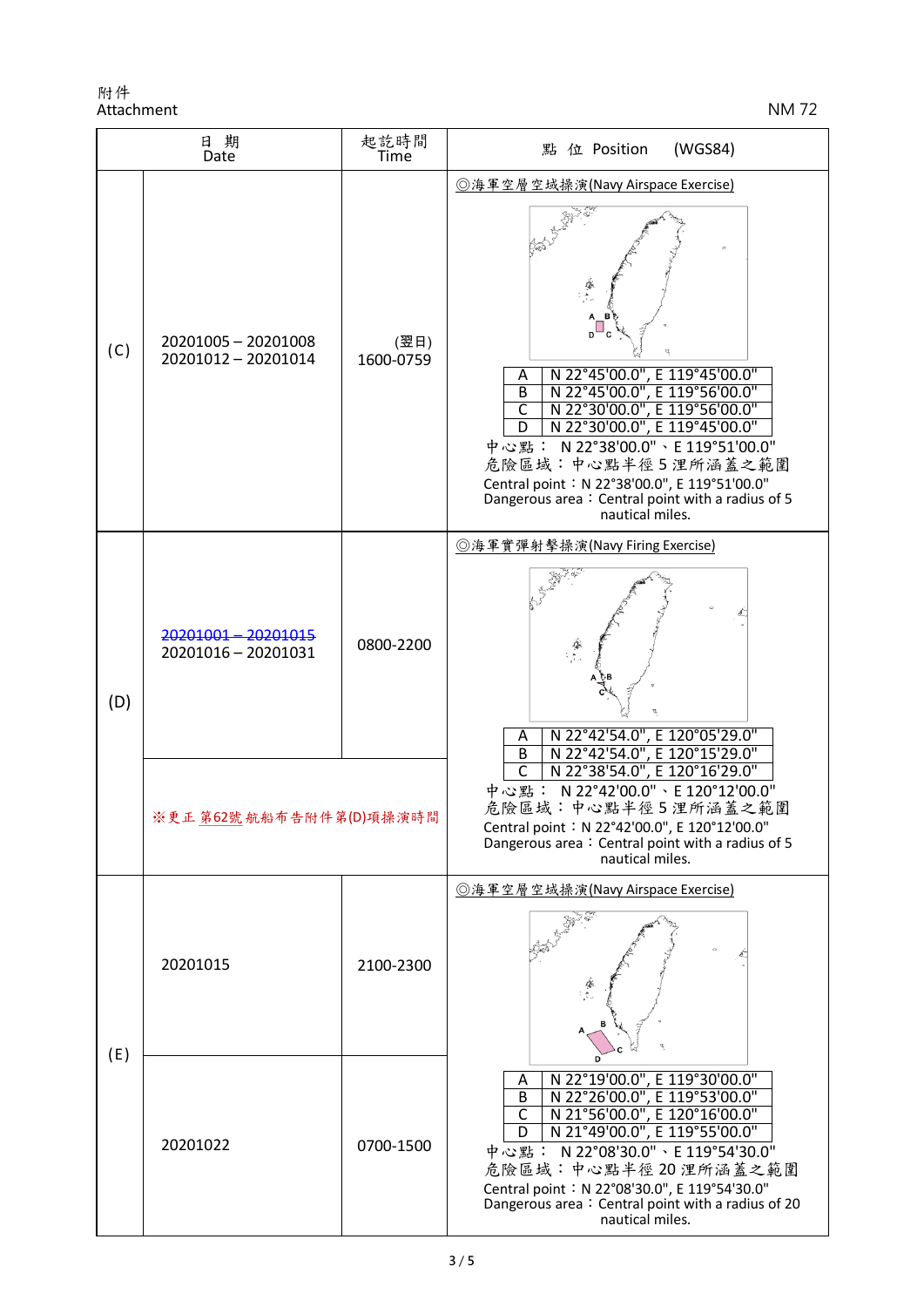附件
Attachment

NM 72

| | 日 期 Date | 起訖時間 Time | 點 位 Position (WGS84) |
|---|---|---|---|
| (C) | 20201005 – 20201008<br>20201012 – 20201014 | (翌日)<br>1600-0759 | ◎海軍空層空域操演(Navy Airspace Exercise)<br>A N 22°45'00.0", E 119°45'00.0"<br>B N 22°45'00.0", E 119°56'00.0"<br>C N 22°30'00.0", E 119°56'00.0"<br>D N 22°30'00.0", E 119°45'00.0"<br>中心點： N 22°38'00.0"、E 119°51'00.0"<br>危險區域：中心點半徑 5 浬所涵蓋之範圍<br>Central point：N 22°38'00.0", E 119°51'00.0"<br>Dangerous area：Central point with a radius of 5 nautical miles. |
| (D) | ~~20201001 – 20201015~~<br>20201016 – 20201031 | 0800-2200 | ◎海軍實彈射擊操演(Navy Firing Exercise)<br>A N 22°42'54.0", E 120°05'29.0"<br>B N 22°42'54.0", E 120°15'29.0"<br>C N 22°38'54.0", E 120°16'29.0"<br>中心點： N 22°42'00.0"、E 120°12'00.0"<br>危險區域：中心點半徑 5 浬所涵蓋之範圍<br>Central point：N 22°42'00.0", E 120°12'00.0"<br>Dangerous area：Central point with a radius of 5 nautical miles. |
| | ※更正 第62號航船布告附件第(D)項操演時間 | | |
| (E) | 20201015 | 2100-2300 | ◎海軍空層空域操演(Navy Airspace Exercise)<br>A N 22°19'00.0", E 119°30'00.0"<br>B N 22°26'00.0", E 119°53'00.0"<br>C N 21°56'00.0", E 120°16'00.0"<br>D N 21°49'00.0", E 119°55'00.0"<br>中心點： N 22°08'30.0"、E 119°54'30.0"<br>危險區域：中心點半徑 20 浬所涵蓋之範圍<br>Central point：N 22°08'30.0", E 119°54'30.0"<br>Dangerous area：Central point with a radius of 20 nautical miles. |
| | 20201022 | 0700-1500 | |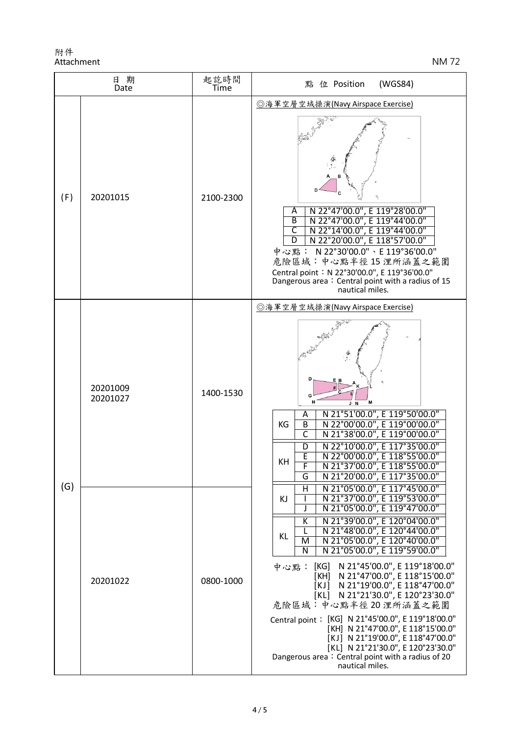附件
Attachment

NM 72

| 日 期 Date | | 起訖時間 Time | 點 位 Position (WGS84) |
|---|---|---|---|
| (F) | 20201015 | 2100-2300 | ◎海軍空層空域操演(Navy Airspace Exercise)<br>A B D C<br>A N 22°47'00.0", E 119°28'00.0"<br>B N 22°47'00.0", E 119°44'00.0"<br>C N 22°14'00.0", E 119°44'00.0"<br>D N 22°20'00.0", E 118°57'00.0"<br>中心點： N 22°30'00.0"、E 119°36'00.0"<br>危險區域：中心點半徑 15 浬所涵蓋之範圍<br>Central point：N 22°30'00.0", E 119°36'00.0"<br>Dangerous area：Central point with a radius of 15 nautical miles. |
| (G) | 20201009<br>20201027 | 1400-1530 | ◎海軍空層空域操演(Navy Airspace Exercise)<br>D E B A K L F C G I H J N M<br>KG A N 21°51'00.0", E 119°50'00.0"<br>KG B N 22°00'00.0", E 119°00'00.0"<br>KG C N 21°38'00.0", E 119°00'00.0"<br>KH D N 22°10'00.0", E 117°35'00.0"<br>KH E N 22°00'00.0", E 118°55'00.0"<br>KH F N 21°37'00.0", E 118°55'00.0"<br>KH G N 21°20'00.0", E 117°35'00.0"<br>KJ H N 21°05'00.0", E 117°45'00.0"<br>KJ I N 21°37'00.0", E 119°53'00.0"<br>KJ J N 21°05'00.0", E 119°47'00.0"<br>KL K N 21°39'00.0", E 120°04'00.0"<br>KL L N 21°48'00.0", E 120°44'00.0"<br>KL M N 21°05'00.0", E 120°40'00.0"<br>KL N N 21°05'00.0", E 119°59'00.0"<br>中心點： [KG] N 21°45'00.0", E 119°18'00.0"<br>[KH] N 21°47'00.0", E 118°15'00.0"<br>[KJ] N 21°19'00.0", E 118°47'00.0"<br>[KL] N 21°21'30.0", E 120°23'30.0"<br>危險區域：中心點半徑 20 浬所涵蓋之範圍<br>Central point： [KG] N 21°45'00.0", E 119°18'00.0"<br>[KH] N 21°47'00.0", E 118°15'00.0"<br>[KJ] N 21°19'00.0", E 118°47'00.0"<br>[KL] N 21°21'30.0", E 120°23'30.0"<br>Dangerous area：Central point with a radius of 20 nautical miles. |
| | 20201022 | 0800-1000 | |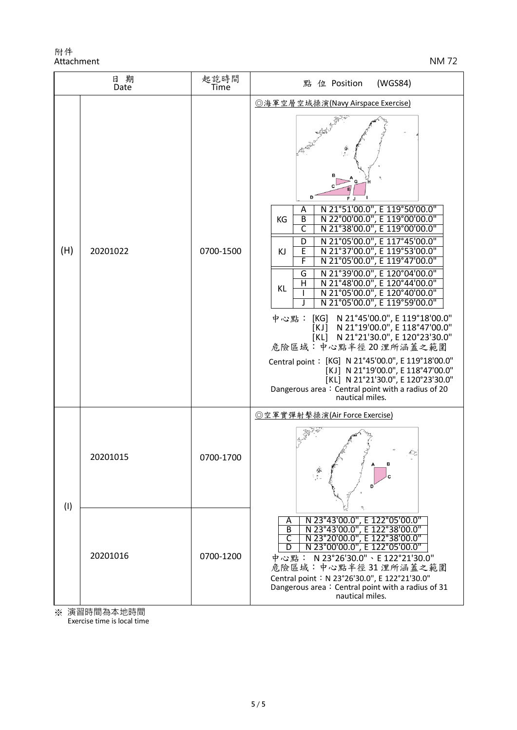附件
Attachment

NM 72

| 日期 Date | | 起訖時間 Time | 點位 Position (WGS84) |
|---|---|---|---|
| (H) | 20201022 | 0700-1500 | ◎海軍空層空域操演(Navy Airspace Exercise)<br>B A G H C E D F J I<br>KG A N 21°51'00.0", E 119°50'00.0"<br>KG B N 22°00'00.0", E 119°00'00.0"<br>KG C N 21°38'00.0", E 119°00'00.0"<br>KJ D N 21°05'00.0", E 117°45'00.0"<br>KJ E N 21°37'00.0", E 119°53'00.0"<br>KJ F N 21°05'00.0", E 119°47'00.0"<br>KL G N 21°39'00.0", E 120°04'00.0"<br>KL H N 21°48'00.0", E 120°44'00.0"<br>KL I N 21°05'00.0", E 120°40'00.0"<br>KL J N 21°05'00.0", E 119°59'00.0"<br>中心點：[KG] N 21°45'00.0", E 119°18'00.0"<br>[KJ] N 21°19'00.0", E 118°47'00.0"<br>[KL] N 21°21'30.0", E 120°23'30.0"<br>危險區域：中心點半徑 20 浬所涵蓋之範圍<br>Central point：[KG] N 21°45'00.0", E 119°18'00.0"<br>[KJ] N 21°19'00.0", E 118°47'00.0"<br>[KL] N 21°21'30.0", E 120°23'30.0"<br>Dangerous area：Central point with a radius of 20 nautical miles. |
| (I) | 20201015 | 0700-1700 | ◎空軍實彈射擊操演(Air Force Exercise)<br>A B C D<br>A N 23°43'00.0", E 122°05'00.0"<br>B N 23°43'00.0", E 122°38'00.0"<br>C N 23°20'00.0", E 122°38'00.0"<br>D N 23°00'00.0", E 122°05'00.0"<br>中心點： N 23°26'30.0"、E 122°21'30.0"<br>危險區域：中心點半徑 31 浬所涵蓋之範圍<br>Central point：N 23°26'30.0", E 122°21'30.0"<br>Dangerous area：Central point with a radius of 31 nautical miles. |
| | 20201016 | 0700-1200 | |

※ 演習時間為本地時間
Exercise time is local time